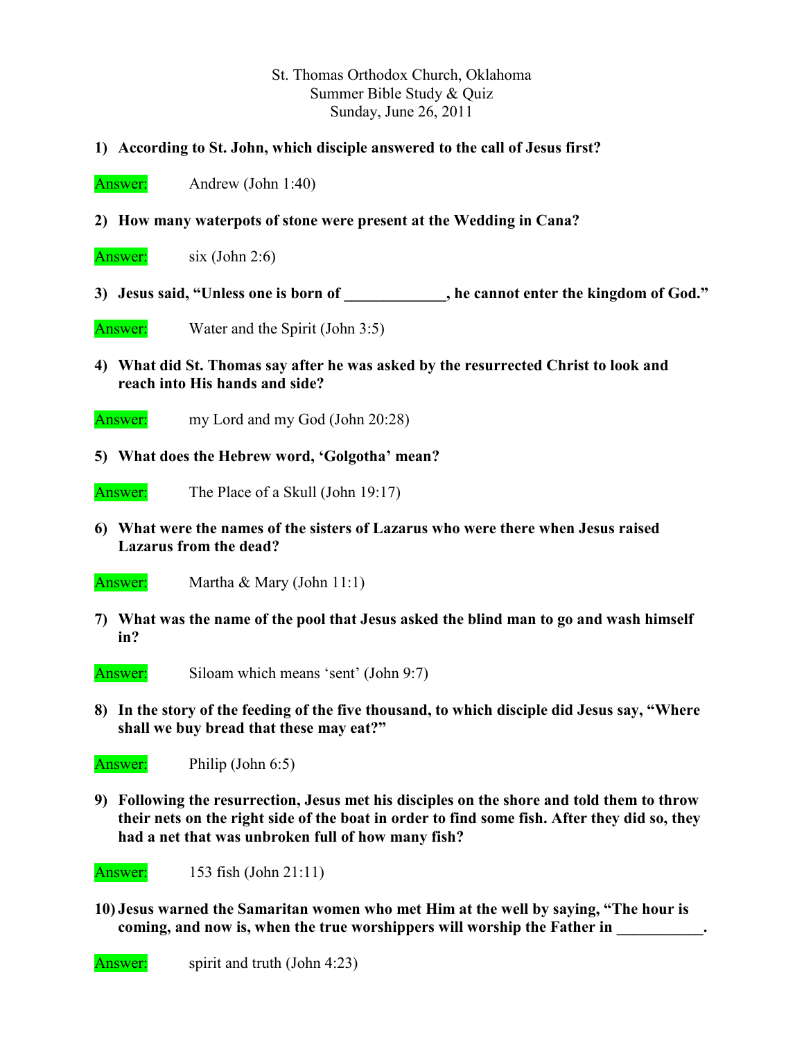St. Thomas Orthodox Church, Oklahoma
Summer Bible Study & Quiz
Sunday, June 26, 2011

1) **According to St. John, which disciple answered to the call of Jesus first?**

Answer: Andrew (John 1:40)

2) **How many waterpots of stone were present at the Wedding in Cana?**

Answer: six (John 2:6)

3) **Jesus said, "Unless one is born of _____________, he cannot enter the kingdom of God."**

Answer: Water and the Spirit (John 3:5)

4) **What did St. Thomas say after he was asked by the resurrected Christ to look and reach into His hands and side?**

Answer: my Lord and my God (John 20:28)

5) **What does the Hebrew word, 'Golgotha' mean?**

Answer: The Place of a Skull (John 19:17)

6) **What were the names of the sisters of Lazarus who were there when Jesus raised Lazarus from the dead?**

Answer: Martha & Mary (John 11:1)

7) **What was the name of the pool that Jesus asked the blind man to go and wash himself in?**

Answer: Siloam which means 'sent' (John 9:7)

8) **In the story of the feeding of the five thousand, to which disciple did Jesus say, "Where shall we buy bread that these may eat?"**

Answer: Philip (John 6:5)

9) **Following the resurrection, Jesus met his disciples on the shore and told them to throw their nets on the right side of the boat in order to find some fish. After they did so, they had a net that was unbroken full of how many fish?**

Answer: 153 fish (John 21:11)

10) **Jesus warned the Samaritan women who met Him at the well by saying, "The hour is coming, and now is, when the true worshippers will worship the Father in ___________.**

Answer: spirit and truth (John 4:23)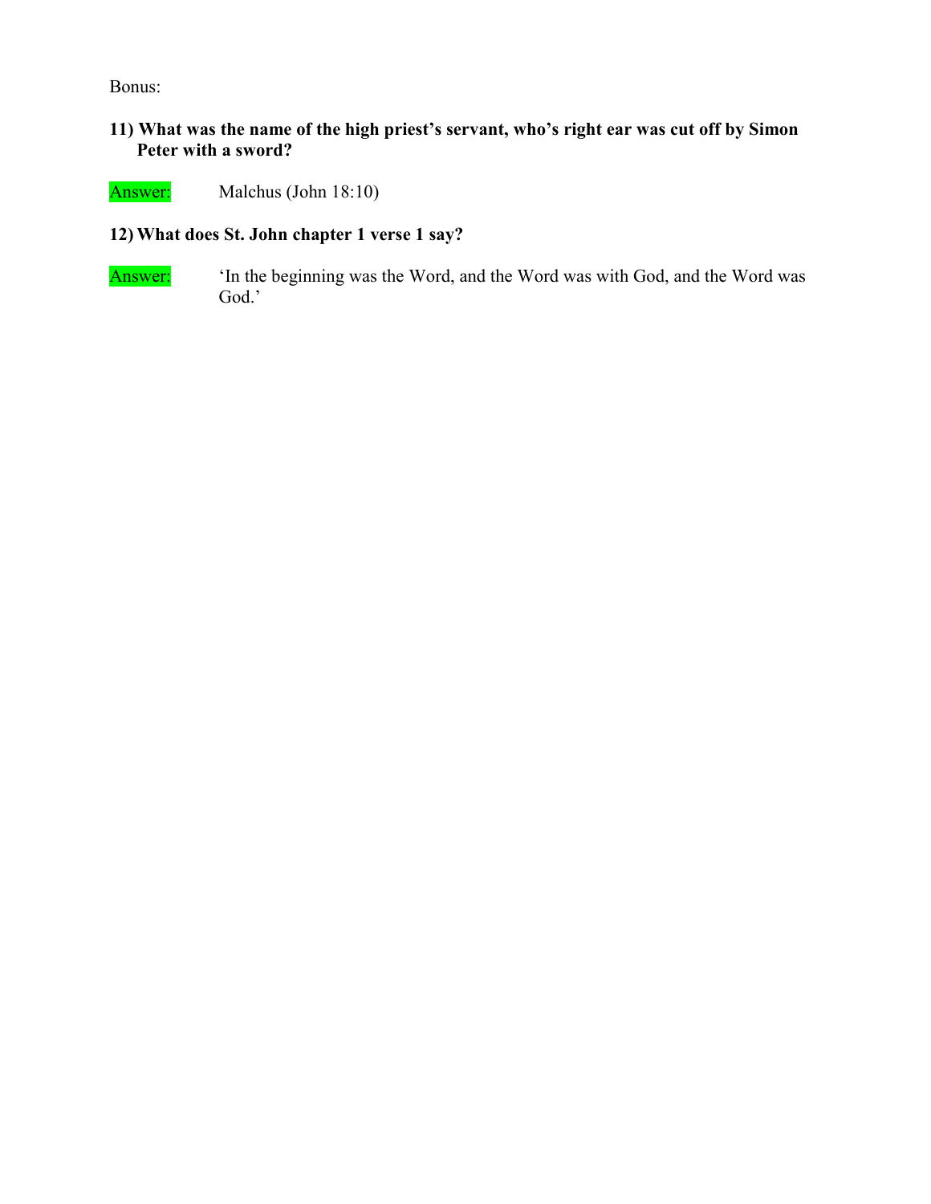Bonus:

**11) What was the name of the high priest's servant, who's right ear was cut off by Simon Peter with a sword?**

Answer: Malchus (John 18:10)

**12) What does St. John chapter 1 verse 1 say?**

Answer: 'In the beginning was the Word, and the Word was with God, and the Word was God.'